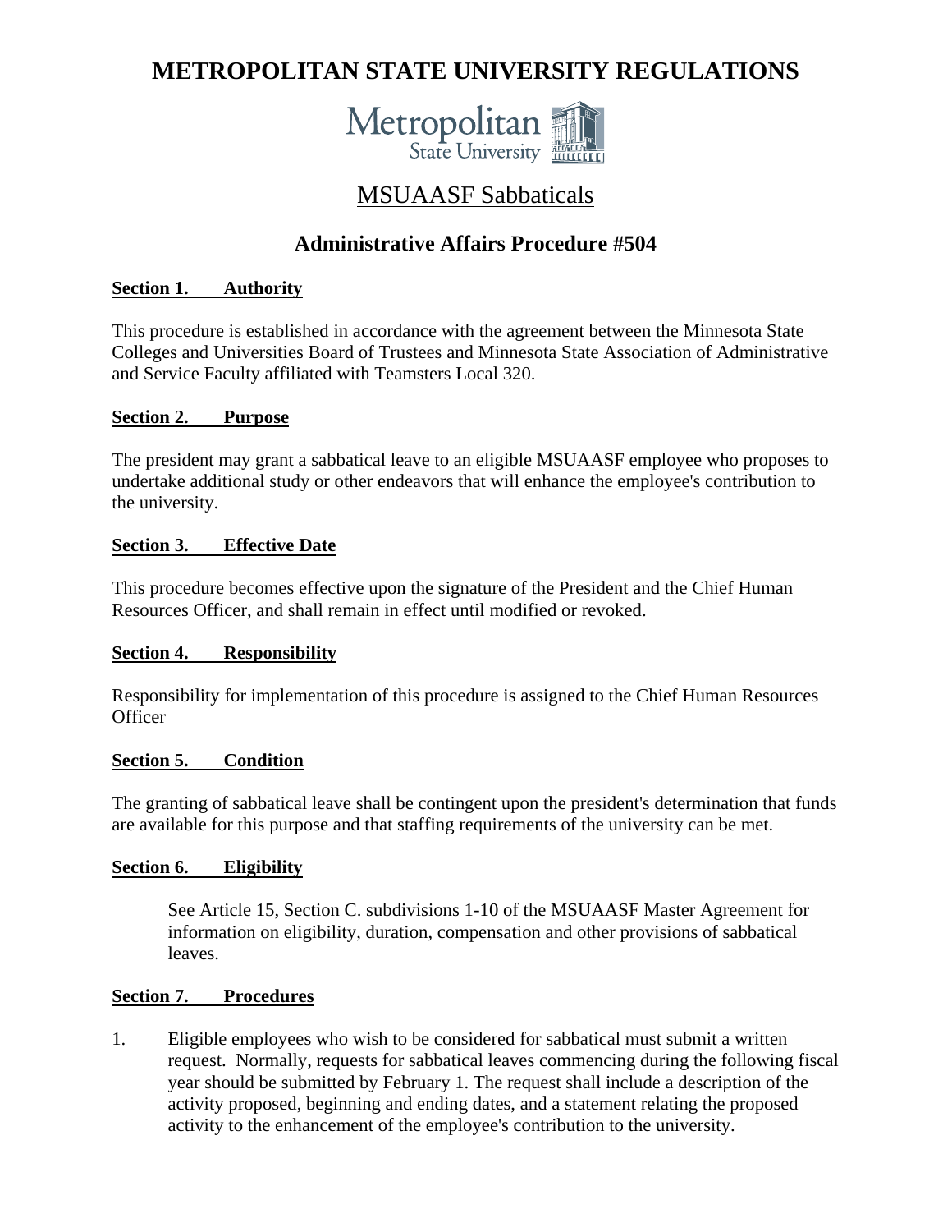# METROPOLITAN STATE UNIVERSITY REGULATIONS

## MSUAASF Sabbaticals

## Administrative Affairs Procedure #504

### Section 1. Authority

This procedure is established in accordance with the agreement between the Minnesota State Colleges and Universities Board of Trustees and Minnesota State Association of Administrative and Service Faculty affiliated with Teamsters Local 320.

### Section 2. Purpose

The president may grant a sabbatical leave to an eligible MSUAASF employee who proposes to undertake additional study or other endeavors that will enhance the employee's contribution to the university.

### Section 3. Effective Date

This procedure becomes effective upon the signature of the President and the Chief Human Resources Officer, and shall remain in effect until modified or revoked.

### Section 4. Responsibility

Responsibility for implementation of this procedure is assigned to the Chief Human Resources Officer

### Section 5. Condition

The granting of sabbatical leave shall be contingent upon the president's determination that funds are available for this purpose and that staffing requirements of the university can be met.

### Section 6. Eligibility

See Article 15, Section C. subdivisions 1-10 of the MSUAASF Master Agreement for information on eligibility, duration, compensation and other provisions of sabbatical leaves.

### Section 7. Procedures

1. Eligible employees who wish to be considered for sabbatical must submit a written request. Normally, requests for sabbatical leaves commencing during the following fiscal year should be submitted by February 1. The request shall include a description of the activity proposed, beginning and ending dates, and a statement relating the proposed activity to the enhancement of the employee's contribution to the university.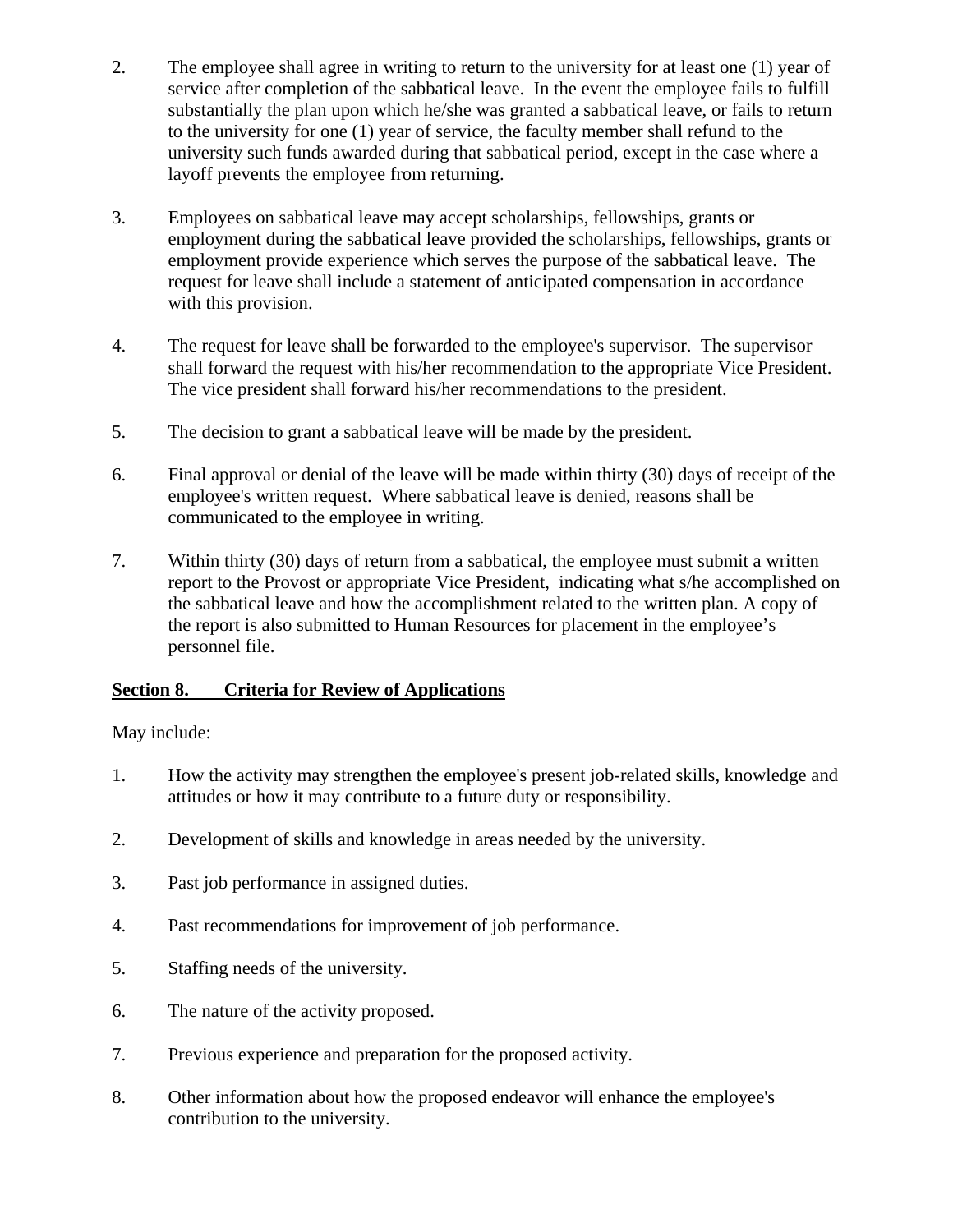2. The employee shall agree in writing to return to the university for at least one (1) year of service after completion of the sabbatical leave. In the event the employee fails to fulfill substantially the plan upon which he/she was granted a sabbatical leave, or fails to return to the university for one (1) year of service, the faculty member shall refund to the university such funds awarded during that sabbatical period, except in the case where a layoff prevents the employee from returning.

3. Employees on sabbatical leave may accept scholarships, fellowships, grants or employment during the sabbatical leave provided the scholarships, fellowships, grants or employment provide experience which serves the purpose of the sabbatical leave. The request for leave shall include a statement of anticipated compensation in accordance with this provision.

4. The request for leave shall be forwarded to the employee's supervisor. The supervisor shall forward the request with his/her recommendation to the appropriate Vice President. The vice president shall forward his/her recommendations to the president.

5. The decision to grant a sabbatical leave will be made by the president.

6. Final approval or denial of the leave will be made within thirty (30) days of receipt of the employee's written request. Where sabbatical leave is denied, reasons shall be communicated to the employee in writing.

7. Within thirty (30) days of return from a sabbatical, the employee must submit a written report to the Provost or appropriate Vice President, indicating what s/he accomplished on the sabbatical leave and how the accomplishment related to the written plan. A copy of the report is also submitted to Human Resources for placement in the employee's personnel file.

**Section 8. Criteria for Review of Applications**

May include:

1. How the activity may strengthen the employee's present job-related skills, knowledge and attitudes or how it may contribute to a future duty or responsibility.

2. Development of skills and knowledge in areas needed by the university.

3. Past job performance in assigned duties.

4. Past recommendations for improvement of job performance.

5. Staffing needs of the university.

6. The nature of the activity proposed.

7. Previous experience and preparation for the proposed activity.

8. Other information about how the proposed endeavor will enhance the employee's contribution to the university.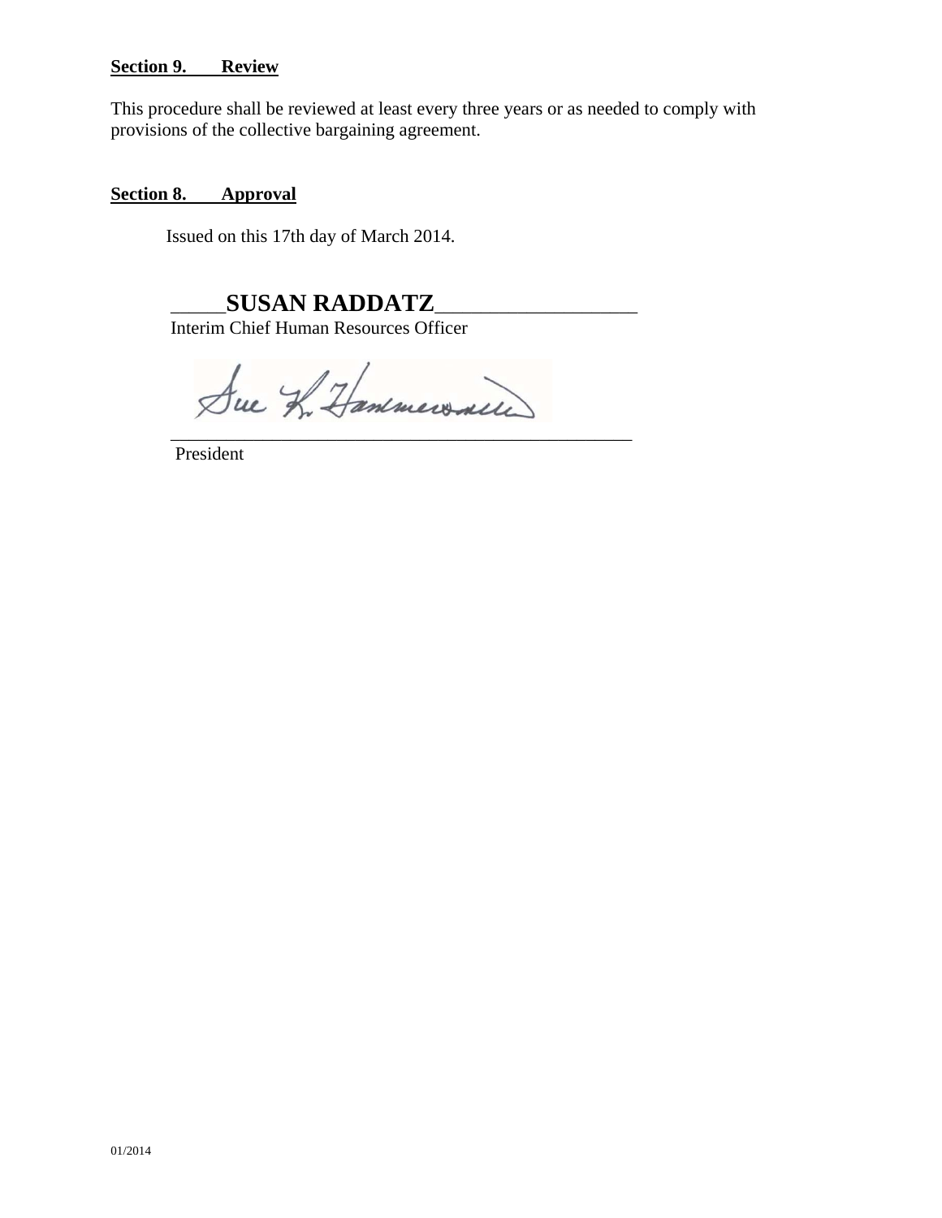**Section 9. Review**

This procedure shall be reviewed at least every three years or as needed to comply with provisions of the collective bargaining agreement.

**Section 8. Approval**

Issued on this 17th day of March 2014.

_____**SUSAN RADDATZ**___________________
Interim Chief Human Resources Officer

_______________________________________________
President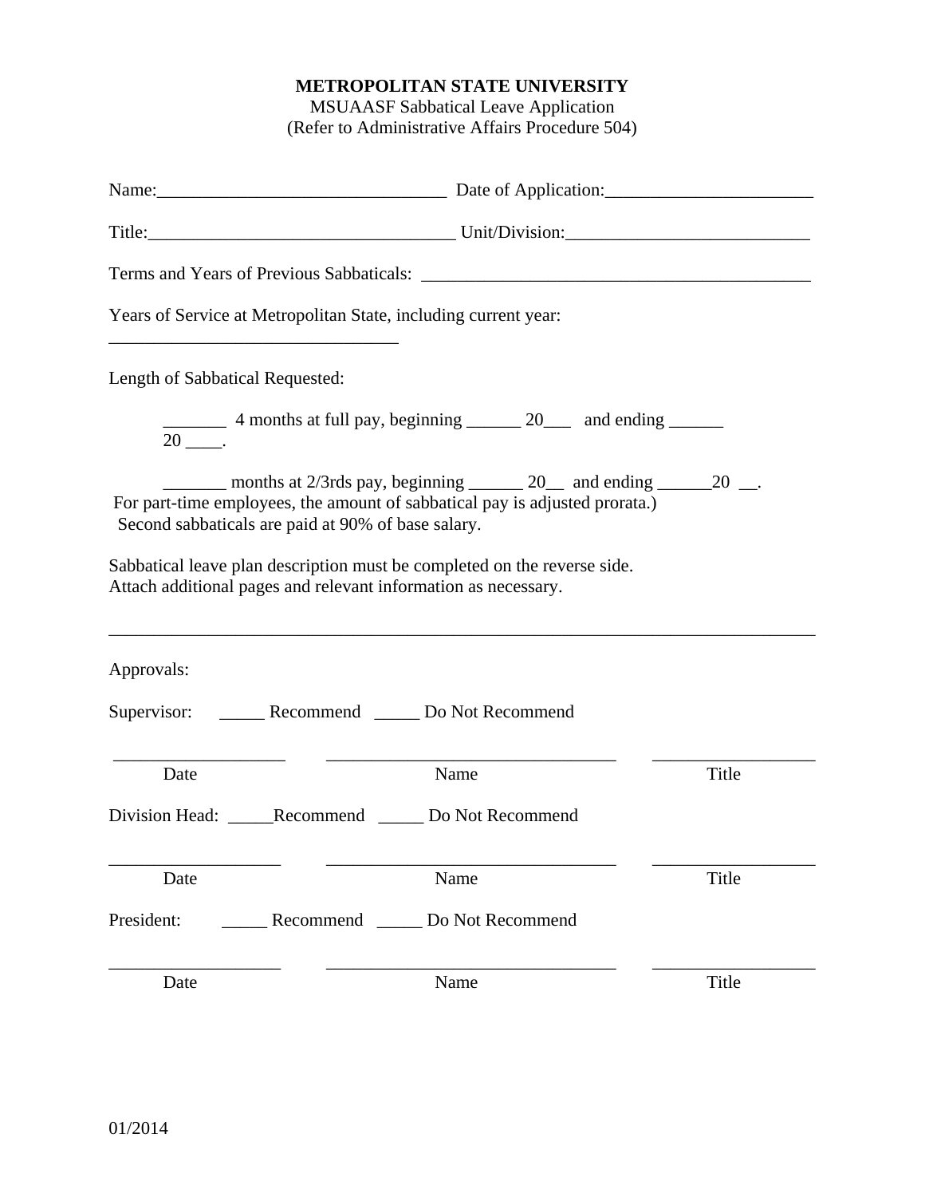**METROPOLITAN STATE UNIVERSITY**
MSUAASF Sabbatical Leave Application
(Refer to Administrative Affairs Procedure 504)

Name:_______________________________ Date of Application:______________________

Title:_________________________________ Unit/Division:__________________________

Terms and Years of Previous Sabbaticals: __________________________________________

Years of Service at Metropolitan State, including current year:
_______________________________

Length of Sabbatical Requested:

_______ 4 months at full pay, beginning ______ 20___ and ending ______ 20 ____.

_______ months at 2/3rds pay, beginning ______ 20__ and ending ______20 __.
For part-time employees, the amount of sabbatical pay is adjusted prorata.)
Second sabbaticals are paid at 90% of base salary.

Sabbatical leave plan description must be completed on the reverse side.
Attach additional pages and relevant information as necessary.

---

Approvals:

Supervisor: _____ Recommend _____ Do Not Recommend

| ___________________ | ________________________________ | __________________ |
| --- | --- | --- |
| Date | Name | Title |

Division Head: _____Recommend _____ Do Not Recommend

| ___________________ | ________________________________ | __________________ |
| --- | --- | --- |
| Date | Name | Title |

President: _____ Recommend _____ Do Not Recommend

| ___________________ | ________________________________ | __________________ |
| --- | --- | --- |
| Date | Name | Title |

01/2014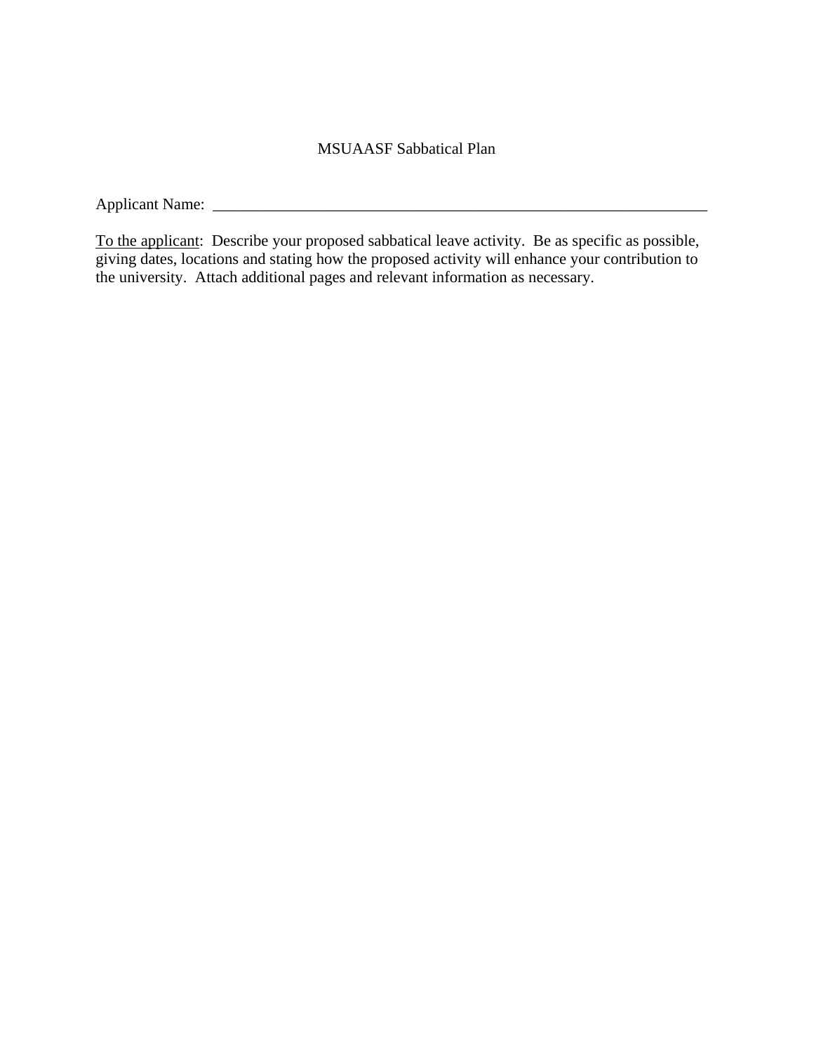MSUAASF Sabbatical Plan

Applicant Name: ___________________________________________________________________

To the applicant: Describe your proposed sabbatical leave activity. Be as specific as possible, giving dates, locations and stating how the proposed activity will enhance your contribution to the university. Attach additional pages and relevant information as necessary.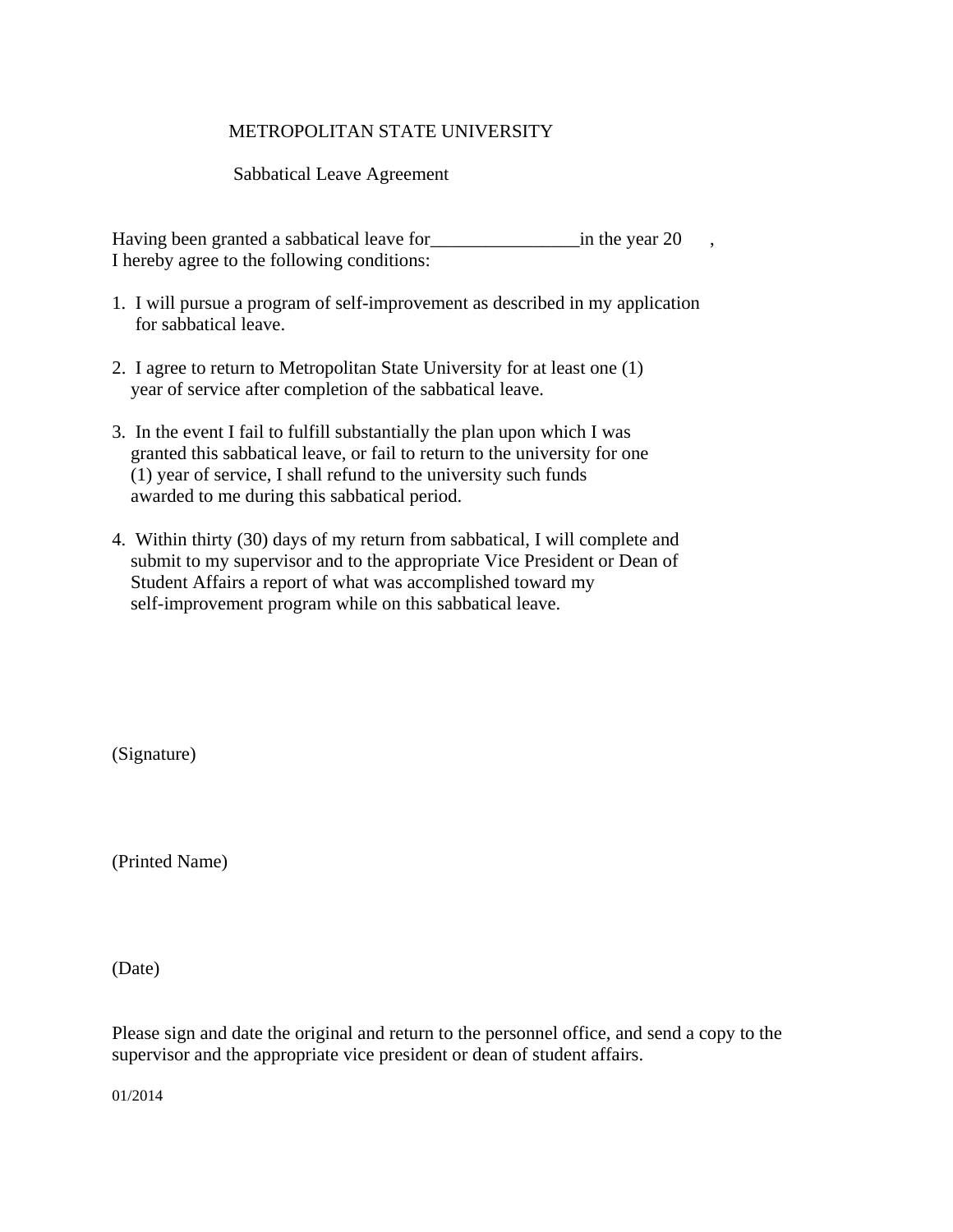METROPOLITAN STATE UNIVERSITY

Sabbatical Leave Agreement

Having been granted a sabbatical leave for________________in the year 20 ,
I hereby agree to the following conditions:

1. I will pursue a program of self-improvement as described in my application for sabbatical leave.

2. I agree to return to Metropolitan State University for at least one (1) year of service after completion of the sabbatical leave.

3. In the event I fail to fulfill substantially the plan upon which I was granted this sabbatical leave, or fail to return to the university for one (1) year of service, I shall refund to the university such funds awarded to me during this sabbatical period.

4. Within thirty (30) days of my return from sabbatical, I will complete and submit to my supervisor and to the appropriate Vice President or Dean of Student Affairs a report of what was accomplished toward my self-improvement program while on this sabbatical leave.

(Signature)

(Printed Name)

(Date)

Please sign and date the original and return to the personnel office, and send a copy to the supervisor and the appropriate vice president or dean of student affairs.

01/2014